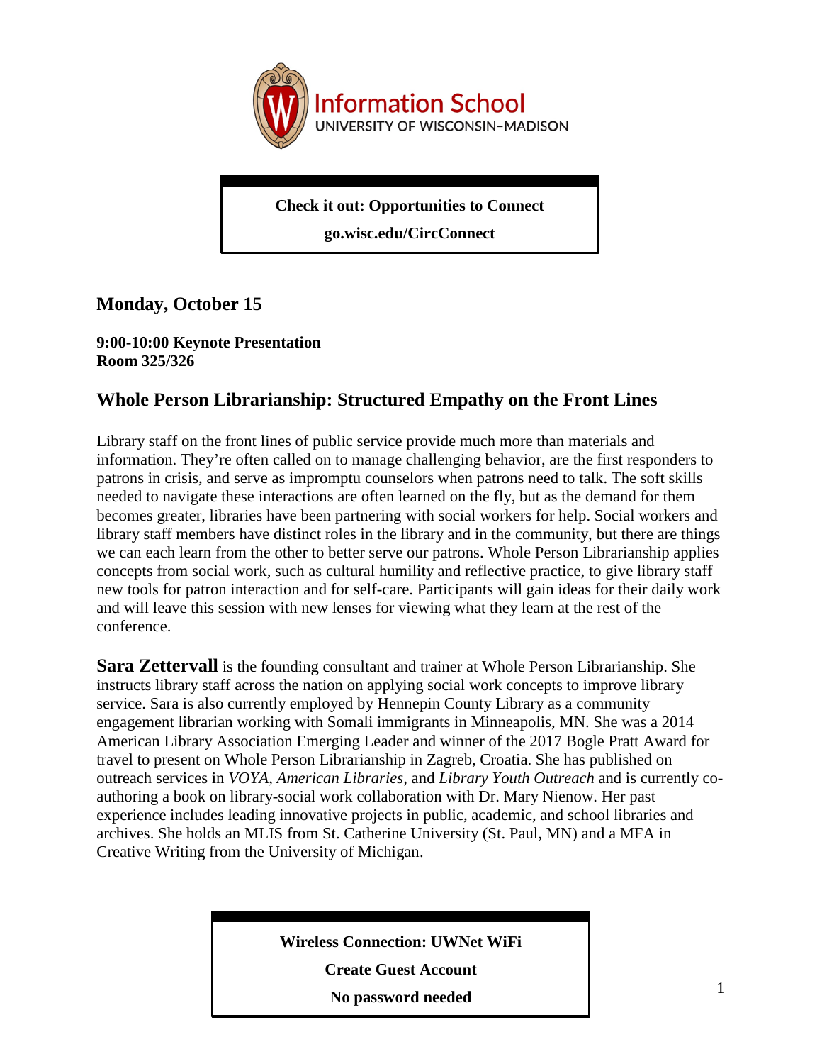Information School
UNIVERSITY OF WISCONSIN–MADISON

**Check it out: Opportunities to Connect**

**go.wisc.edu/CircConnect**

## Monday, October 15

**9:00-10:00 Keynote Presentation**
**Room 325/326**

## Whole Person Librarianship: Structured Empathy on the Front Lines

Library staff on the front lines of public service provide much more than materials and information. They're often called on to manage challenging behavior, are the first responders to patrons in crisis, and serve as impromptu counselors when patrons need to talk. The soft skills needed to navigate these interactions are often learned on the fly, but as the demand for them becomes greater, libraries have been partnering with social workers for help. Social workers and library staff members have distinct roles in the library and in the community, but there are things we can each learn from the other to better serve our patrons. Whole Person Librarianship applies concepts from social work, such as cultural humility and reflective practice, to give library staff new tools for patron interaction and for self-care. Participants will gain ideas for their daily work and will leave this session with new lenses for viewing what they learn at the rest of the conference.

**Sara Zettervall** is the founding consultant and trainer at Whole Person Librarianship. She instructs library staff across the nation on applying social work concepts to improve library service. Sara is also currently employed by Hennepin County Library as a community engagement librarian working with Somali immigrants in Minneapolis, MN. She was a 2014 American Library Association Emerging Leader and winner of the 2017 Bogle Pratt Award for travel to present on Whole Person Librarianship in Zagreb, Croatia. She has published on outreach services in *VOYA*, *American Libraries*, and *Library Youth Outreach* and is currently co-authoring a book on library-social work collaboration with Dr. Mary Nienow. Her past experience includes leading innovative projects in public, academic, and school libraries and archives. She holds an MLIS from St. Catherine University (St. Paul, MN) and a MFA in Creative Writing from the University of Michigan.

**Wireless Connection: UWNet WiFi**

**Create Guest Account**

**No password needed**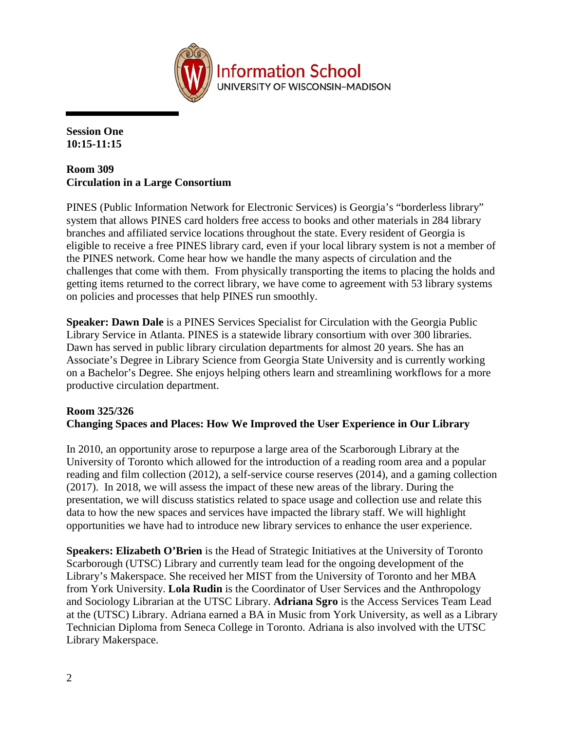Information School
UNIVERSITY OF WISCONSIN–MADISON

**Session One**
**10:15-11:15**

**Room 309**
**Circulation in a Large Consortium**

PINES (Public Information Network for Electronic Services) is Georgia's "borderless library" system that allows PINES card holders free access to books and other materials in 284 library branches and affiliated service locations throughout the state. Every resident of Georgia is eligible to receive a free PINES library card, even if your local library system is not a member of the PINES network. Come hear how we handle the many aspects of circulation and the challenges that come with them. From physically transporting the items to placing the holds and getting items returned to the correct library, we have come to agreement with 53 library systems on policies and processes that help PINES run smoothly.

**Speaker: Dawn Dale** is a PINES Services Specialist for Circulation with the Georgia Public Library Service in Atlanta. PINES is a statewide library consortium with over 300 libraries. Dawn has served in public library circulation departments for almost 20 years. She has an Associate's Degree in Library Science from Georgia State University and is currently working on a Bachelor's Degree. She enjoys helping others learn and streamlining workflows for a more productive circulation department.

**Room 325/326**
**Changing Spaces and Places: How We Improved the User Experience in Our Library**

In 2010, an opportunity arose to repurpose a large area of the Scarborough Library at the University of Toronto which allowed for the introduction of a reading room area and a popular reading and film collection (2012), a self-service course reserves (2014), and a gaming collection (2017). In 2018, we will assess the impact of these new areas of the library. During the presentation, we will discuss statistics related to space usage and collection use and relate this data to how the new spaces and services have impacted the library staff. We will highlight opportunities we have had to introduce new library services to enhance the user experience.

**Speakers: Elizabeth O'Brien** is the Head of Strategic Initiatives at the University of Toronto Scarborough (UTSC) Library and currently team lead for the ongoing development of the Library's Makerspace. She received her MIST from the University of Toronto and her MBA from York University. **Lola Rudin** is the Coordinator of User Services and the Anthropology and Sociology Librarian at the UTSC Library. **Adriana Sgro** is the Access Services Team Lead at the (UTSC) Library. Adriana earned a BA in Music from York University, as well as a Library Technician Diploma from Seneca College in Toronto. Adriana is also involved with the UTSC Library Makerspace.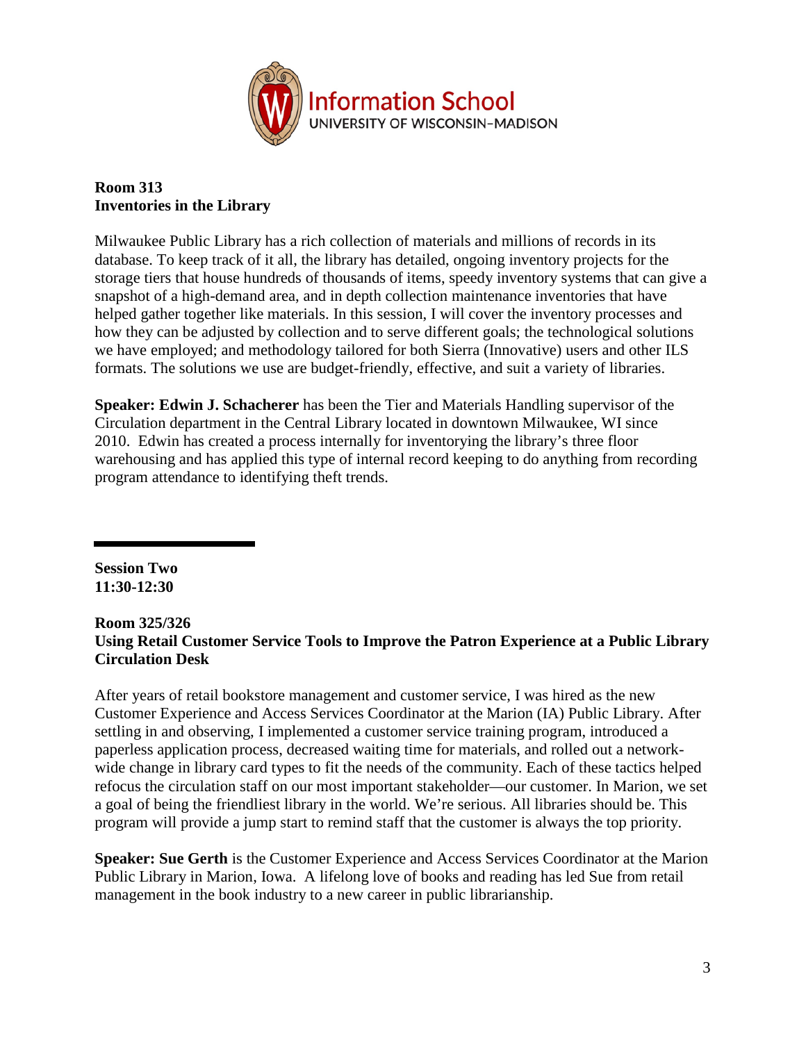**Room 313**
**Inventories in the Library**

Milwaukee Public Library has a rich collection of materials and millions of records in its database. To keep track of it all, the library has detailed, ongoing inventory projects for the storage tiers that house hundreds of thousands of items, speedy inventory systems that can give a snapshot of a high-demand area, and in depth collection maintenance inventories that have helped gather together like materials. In this session, I will cover the inventory processes and how they can be adjusted by collection and to serve different goals; the technological solutions we have employed; and methodology tailored for both Sierra (Innovative) users and other ILS formats. The solutions we use are budget-friendly, effective, and suit a variety of libraries.

**Speaker: Edwin J. Schacherer** has been the Tier and Materials Handling supervisor of the Circulation department in the Central Library located in downtown Milwaukee, WI since 2010. Edwin has created a process internally for inventorying the library's three floor warehousing and has applied this type of internal record keeping to do anything from recording program attendance to identifying theft trends.

---

**Session Two**
**11:30-12:30**

**Room 325/326**
**Using Retail Customer Service Tools to Improve the Patron Experience at a Public Library Circulation Desk**

After years of retail bookstore management and customer service, I was hired as the new Customer Experience and Access Services Coordinator at the Marion (IA) Public Library. After settling in and observing, I implemented a customer service training program, introduced a paperless application process, decreased waiting time for materials, and rolled out a network-wide change in library card types to fit the needs of the community. Each of these tactics helped refocus the circulation staff on our most important stakeholder—our customer. In Marion, we set a goal of being the friendliest library in the world. We're serious. All libraries should be. This program will provide a jump start to remind staff that the customer is always the top priority.

**Speaker: Sue Gerth** is the Customer Experience and Access Services Coordinator at the Marion Public Library in Marion, Iowa. A lifelong love of books and reading has led Sue from retail management in the book industry to a new career in public librarianship.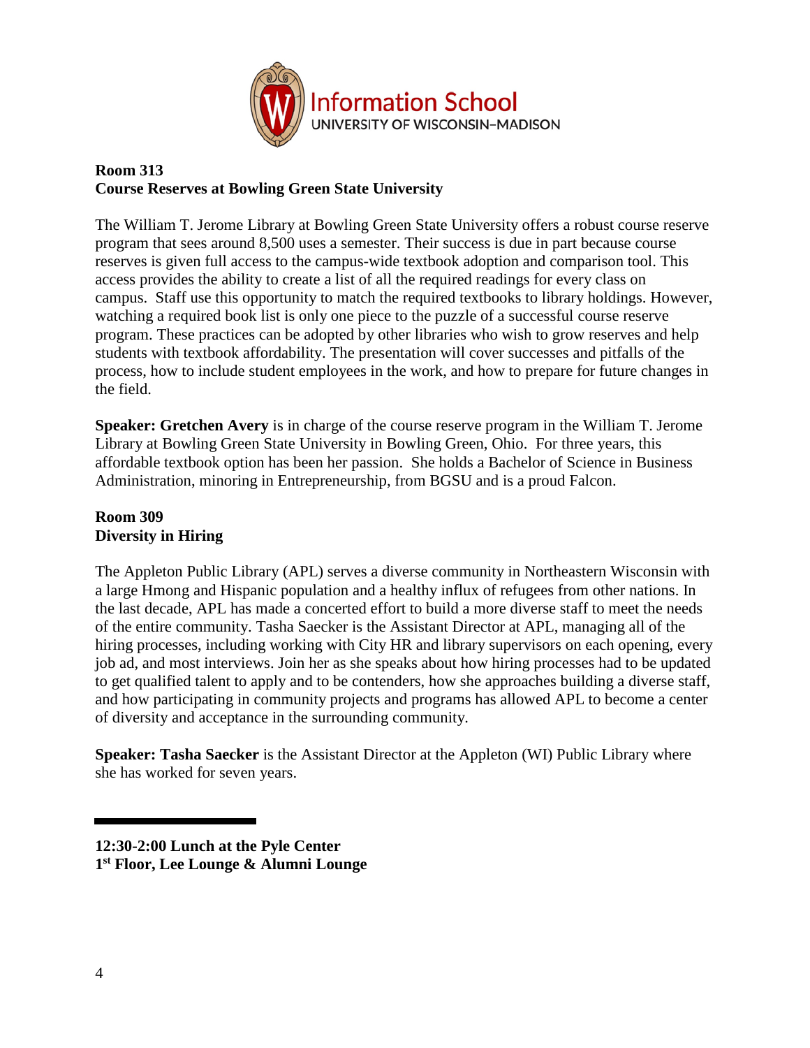Information School
UNIVERSITY OF WISCONSIN–MADISON

**Room 313**
**Course Reserves at Bowling Green State University**

The William T. Jerome Library at Bowling Green State University offers a robust course reserve program that sees around 8,500 uses a semester. Their success is due in part because course reserves is given full access to the campus-wide textbook adoption and comparison tool. This access provides the ability to create a list of all the required readings for every class on campus. Staff use this opportunity to match the required textbooks to library holdings. However, watching a required book list is only one piece to the puzzle of a successful course reserve program. These practices can be adopted by other libraries who wish to grow reserves and help students with textbook affordability. The presentation will cover successes and pitfalls of the process, how to include student employees in the work, and how to prepare for future changes in the field.

**Speaker: Gretchen Avery** is in charge of the course reserve program in the William T. Jerome Library at Bowling Green State University in Bowling Green, Ohio. For three years, this affordable textbook option has been her passion. She holds a Bachelor of Science in Business Administration, minoring in Entrepreneurship, from BGSU and is a proud Falcon.

**Room 309**
**Diversity in Hiring**

The Appleton Public Library (APL) serves a diverse community in Northeastern Wisconsin with a large Hmong and Hispanic population and a healthy influx of refugees from other nations. In the last decade, APL has made a concerted effort to build a more diverse staff to meet the needs of the entire community. Tasha Saecker is the Assistant Director at APL, managing all of the hiring processes, including working with City HR and library supervisors on each opening, every job ad, and most interviews. Join her as she speaks about how hiring processes had to be updated to get qualified talent to apply and to be contenders, how she approaches building a diverse staff, and how participating in community projects and programs has allowed APL to become a center of diversity and acceptance in the surrounding community.

**Speaker: Tasha Saecker** is the Assistant Director at the Appleton (WI) Public Library where she has worked for seven years.

---

**12:30-2:00 Lunch at the Pyle Center**
**1st Floor, Lee Lounge & Alumni Lounge**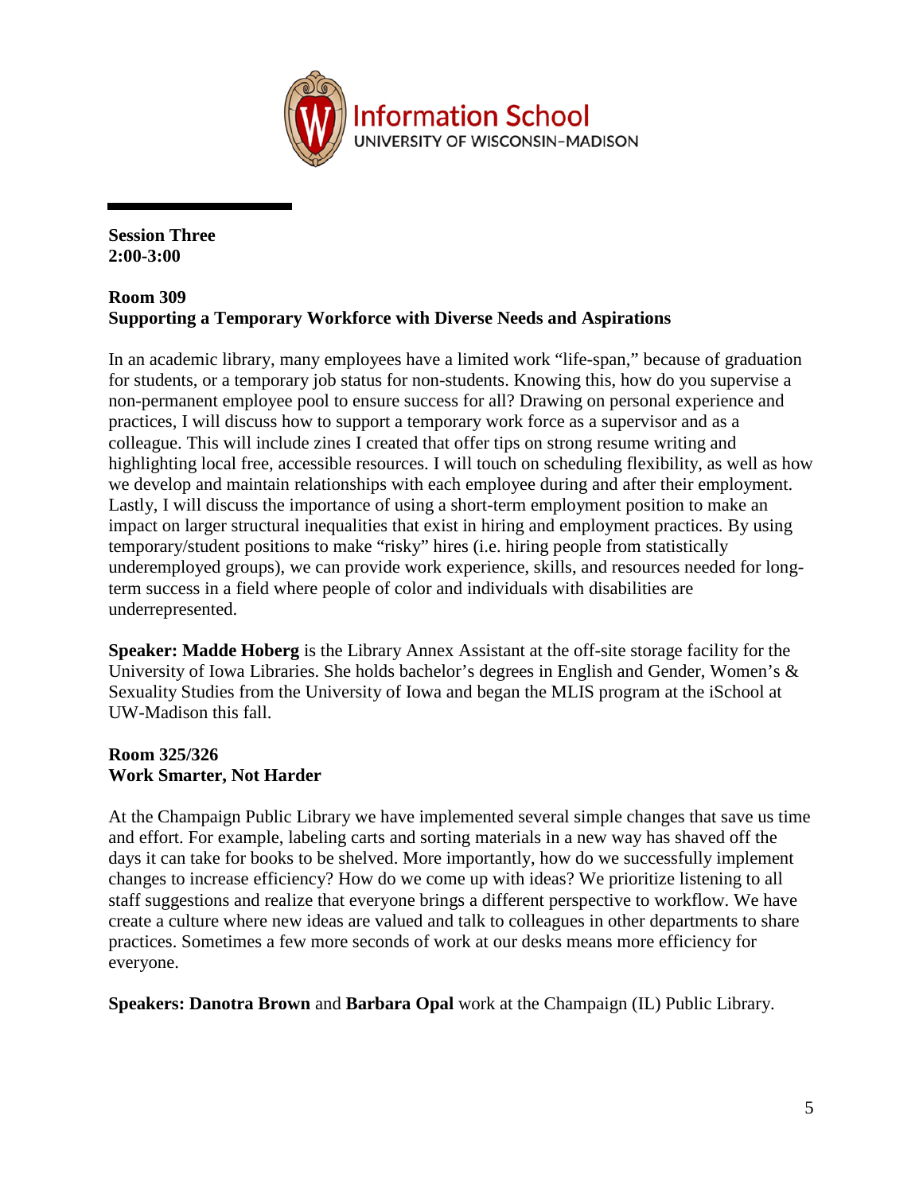Information School
UNIVERSITY OF WISCONSIN–MADISON

**Session Three**
**2:00-3:00**

**Room 309**
**Supporting a Temporary Workforce with Diverse Needs and Aspirations**

In an academic library, many employees have a limited work "life-span," because of graduation for students, or a temporary job status for non-students. Knowing this, how do you supervise a non-permanent employee pool to ensure success for all? Drawing on personal experience and practices, I will discuss how to support a temporary work force as a supervisor and as a colleague. This will include zines I created that offer tips on strong resume writing and highlighting local free, accessible resources. I will touch on scheduling flexibility, as well as how we develop and maintain relationships with each employee during and after their employment. Lastly, I will discuss the importance of using a short-term employment position to make an impact on larger structural inequalities that exist in hiring and employment practices. By using temporary/student positions to make "risky" hires (i.e. hiring people from statistically underemployed groups), we can provide work experience, skills, and resources needed for long-term success in a field where people of color and individuals with disabilities are underrepresented.

**Speaker: Madde Hoberg** is the Library Annex Assistant at the off-site storage facility for the University of Iowa Libraries. She holds bachelor's degrees in English and Gender, Women's & Sexuality Studies from the University of Iowa and began the MLIS program at the iSchool at UW-Madison this fall.

**Room 325/326**
**Work Smarter, Not Harder**

At the Champaign Public Library we have implemented several simple changes that save us time and effort. For example, labeling carts and sorting materials in a new way has shaved off the days it can take for books to be shelved. More importantly, how do we successfully implement changes to increase efficiency? How do we come up with ideas? We prioritize listening to all staff suggestions and realize that everyone brings a different perspective to workflow. We have create a culture where new ideas are valued and talk to colleagues in other departments to share practices. Sometimes a few more seconds of work at our desks means more efficiency for everyone.

**Speakers: Danotra Brown** and **Barbara Opal** work at the Champaign (IL) Public Library.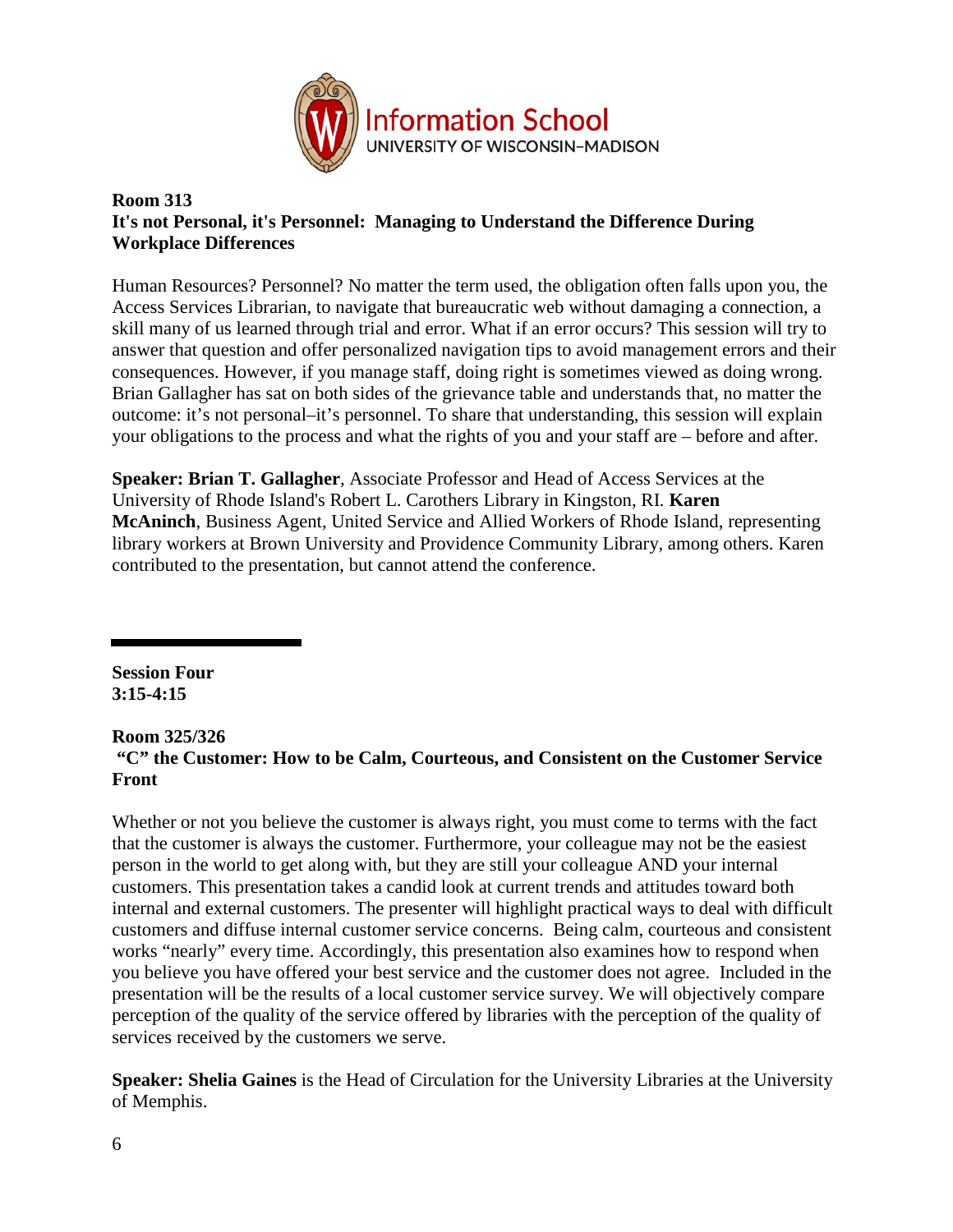**Room 313**
**It's not Personal, it's Personnel: Managing to Understand the Difference During Workplace Differences**

Human Resources? Personnel? No matter the term used, the obligation often falls upon you, the Access Services Librarian, to navigate that bureaucratic web without damaging a connection, a skill many of us learned through trial and error. What if an error occurs? This session will try to answer that question and offer personalized navigation tips to avoid management errors and their consequences. However, if you manage staff, doing right is sometimes viewed as doing wrong. Brian Gallagher has sat on both sides of the grievance table and understands that, no matter the outcome: it's not personal–it's personnel. To share that understanding, this session will explain your obligations to the process and what the rights of you and your staff are – before and after.

**Speaker: Brian T. Gallagher**, Associate Professor and Head of Access Services at the University of Rhode Island's Robert L. Carothers Library in Kingston, RI. **Karen McAninch**, Business Agent, United Service and Allied Workers of Rhode Island, representing library workers at Brown University and Providence Community Library, among others. Karen contributed to the presentation, but cannot attend the conference.

---

**Session Four**
**3:15-4:15**

**Room 325/326**
**"C" the Customer: How to be Calm, Courteous, and Consistent on the Customer Service Front**

Whether or not you believe the customer is always right, you must come to terms with the fact that the customer is always the customer. Furthermore, your colleague may not be the easiest person in the world to get along with, but they are still your colleague AND your internal customers. This presentation takes a candid look at current trends and attitudes toward both internal and external customers. The presenter will highlight practical ways to deal with difficult customers and diffuse internal customer service concerns. Being calm, courteous and consistent works "nearly" every time. Accordingly, this presentation also examines how to respond when you believe you have offered your best service and the customer does not agree. Included in the presentation will be the results of a local customer service survey. We will objectively compare perception of the quality of the service offered by libraries with the perception of the quality of services received by the customers we serve.

**Speaker: Shelia Gaines** is the Head of Circulation for the University Libraries at the University of Memphis.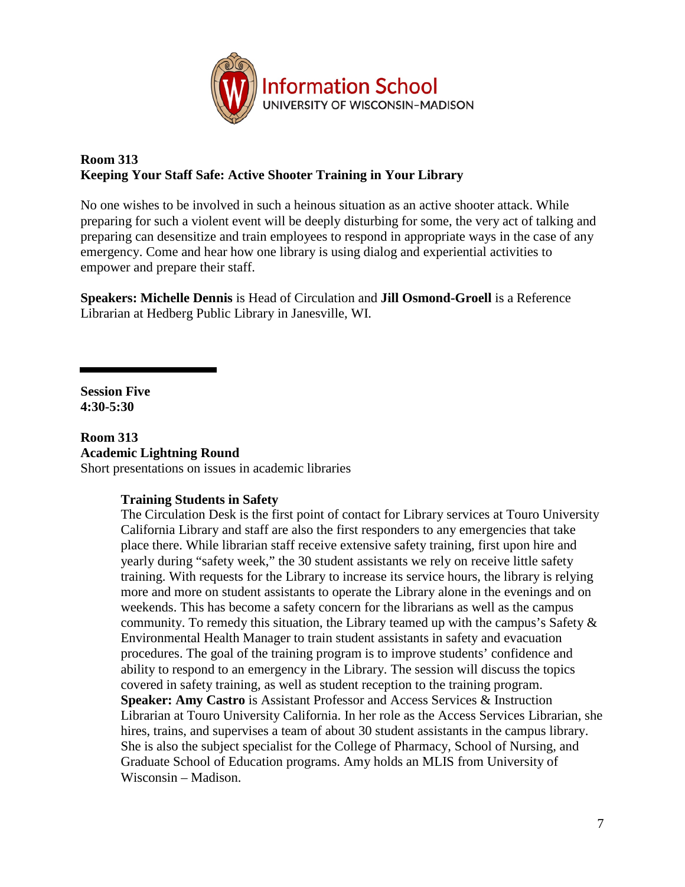**Room 313**
**Keeping Your Staff Safe: Active Shooter Training in Your Library**

No one wishes to be involved in such a heinous situation as an active shooter attack. While preparing for such a violent event will be deeply disturbing for some, the very act of talking and preparing can desensitize and train employees to respond in appropriate ways in the case of any emergency. Come and hear how one library is using dialog and experiential activities to empower and prepare their staff.

**Speakers: Michelle Dennis** is Head of Circulation and **Jill Osmond-Groell** is a Reference Librarian at Hedberg Public Library in Janesville, WI.

---

**Session Five**
**4:30-5:30**

**Room 313**
**Academic Lightning Round**
Short presentations on issues in academic libraries

**Training Students in Safety**
The Circulation Desk is the first point of contact for Library services at Touro University California Library and staff are also the first responders to any emergencies that take place there. While librarian staff receive extensive safety training, first upon hire and yearly during "safety week," the 30 student assistants we rely on receive little safety training. With requests for the Library to increase its service hours, the library is relying more and more on student assistants to operate the Library alone in the evenings and on weekends. This has become a safety concern for the librarians as well as the campus community. To remedy this situation, the Library teamed up with the campus's Safety & Environmental Health Manager to train student assistants in safety and evacuation procedures. The goal of the training program is to improve students' confidence and ability to respond to an emergency in the Library. The session will discuss the topics covered in safety training, as well as student reception to the training program.
**Speaker: Amy Castro** is Assistant Professor and Access Services & Instruction Librarian at Touro University California. In her role as the Access Services Librarian, she hires, trains, and supervises a team of about 30 student assistants in the campus library. She is also the subject specialist for the College of Pharmacy, School of Nursing, and Graduate School of Education programs. Amy holds an MLIS from University of Wisconsin – Madison.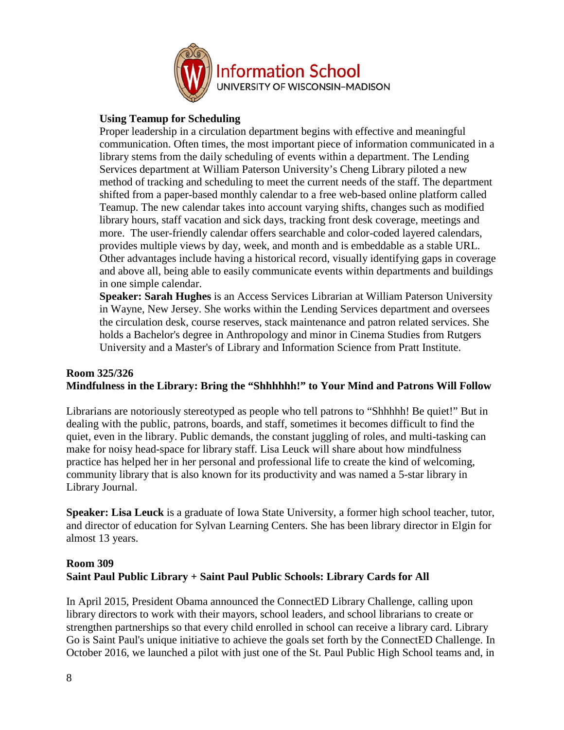**Using Teamup for Scheduling**

Proper leadership in a circulation department begins with effective and meaningful communication. Often times, the most important piece of information communicated in a library stems from the daily scheduling of events within a department. The Lending Services department at William Paterson University's Cheng Library piloted a new method of tracking and scheduling to meet the current needs of the staff. The department shifted from a paper-based monthly calendar to a free web-based online platform called Teamup. The new calendar takes into account varying shifts, changes such as modified library hours, staff vacation and sick days, tracking front desk coverage, meetings and more. The user-friendly calendar offers searchable and color-coded layered calendars, provides multiple views by day, week, and month and is embeddable as a stable URL. Other advantages include having a historical record, visually identifying gaps in coverage and above all, being able to easily communicate events within departments and buildings in one simple calendar.

**Speaker: Sarah Hughes** is an Access Services Librarian at William Paterson University in Wayne, New Jersey. She works within the Lending Services department and oversees the circulation desk, course reserves, stack maintenance and patron related services. She holds a Bachelor's degree in Anthropology and minor in Cinema Studies from Rutgers University and a Master's of Library and Information Science from Pratt Institute.

### Room 325/326
### Mindfulness in the Library: Bring the "Shhhhhh!" to Your Mind and Patrons Will Follow

Librarians are notoriously stereotyped as people who tell patrons to "Shhhhh! Be quiet!" But in dealing with the public, patrons, boards, and staff, sometimes it becomes difficult to find the quiet, even in the library. Public demands, the constant juggling of roles, and multi-tasking can make for noisy head-space for library staff. Lisa Leuck will share about how mindfulness practice has helped her in her personal and professional life to create the kind of welcoming, community library that is also known for its productivity and was named a 5-star library in Library Journal.

**Speaker: Lisa Leuck** is a graduate of Iowa State University, a former high school teacher, tutor, and director of education for Sylvan Learning Centers. She has been library director in Elgin for almost 13 years.

### Room 309
### Saint Paul Public Library + Saint Paul Public Schools: Library Cards for All

In April 2015, President Obama announced the ConnectED Library Challenge, calling upon library directors to work with their mayors, school leaders, and school librarians to create or strengthen partnerships so that every child enrolled in school can receive a library card. Library Go is Saint Paul's unique initiative to achieve the goals set forth by the ConnectED Challenge. In October 2016, we launched a pilot with just one of the St. Paul Public High School teams and, in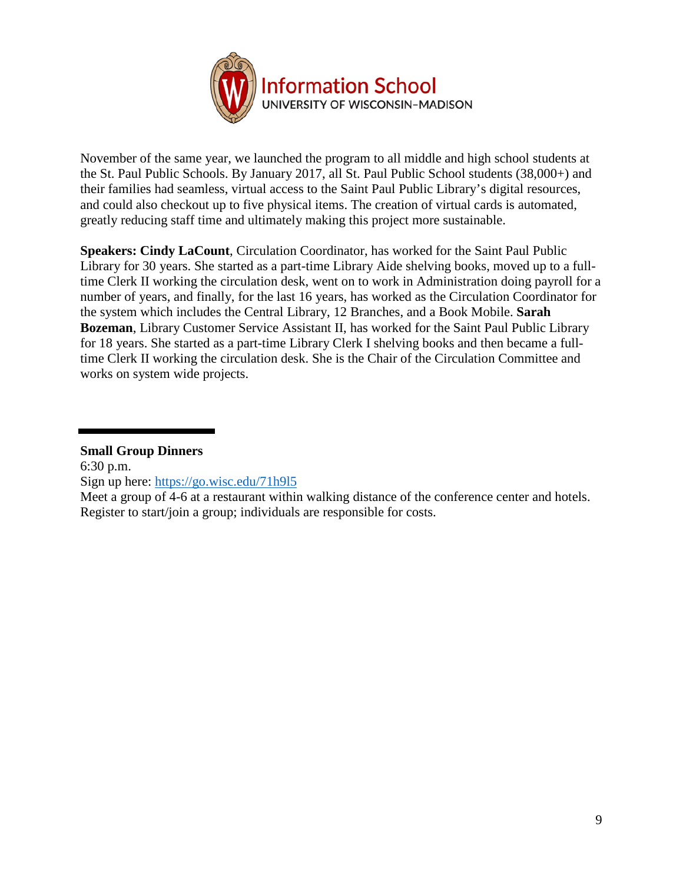November of the same year, we launched the program to all middle and high school students at the St. Paul Public Schools. By January 2017, all St. Paul Public School students (38,000+) and their families had seamless, virtual access to the Saint Paul Public Library's digital resources, and could also checkout up to five physical items. The creation of virtual cards is automated, greatly reducing staff time and ultimately making this project more sustainable.

**Speakers: Cindy LaCount**, Circulation Coordinator, has worked for the Saint Paul Public Library for 30 years. She started as a part-time Library Aide shelving books, moved up to a full-time Clerk II working the circulation desk, went on to work in Administration doing payroll for a number of years, and finally, for the last 16 years, has worked as the Circulation Coordinator for the system which includes the Central Library, 12 Branches, and a Book Mobile. **Sarah Bozeman**, Library Customer Service Assistant II, has worked for the Saint Paul Public Library for 18 years. She started as a part-time Library Clerk I shelving books and then became a full-time Clerk II working the circulation desk. She is the Chair of the Circulation Committee and works on system wide projects.

---

**Small Group Dinners**
6:30 p.m.
Sign up here: https://go.wisc.edu/71h9l5
Meet a group of 4-6 at a restaurant within walking distance of the conference center and hotels. Register to start/join a group; individuals are responsible for costs.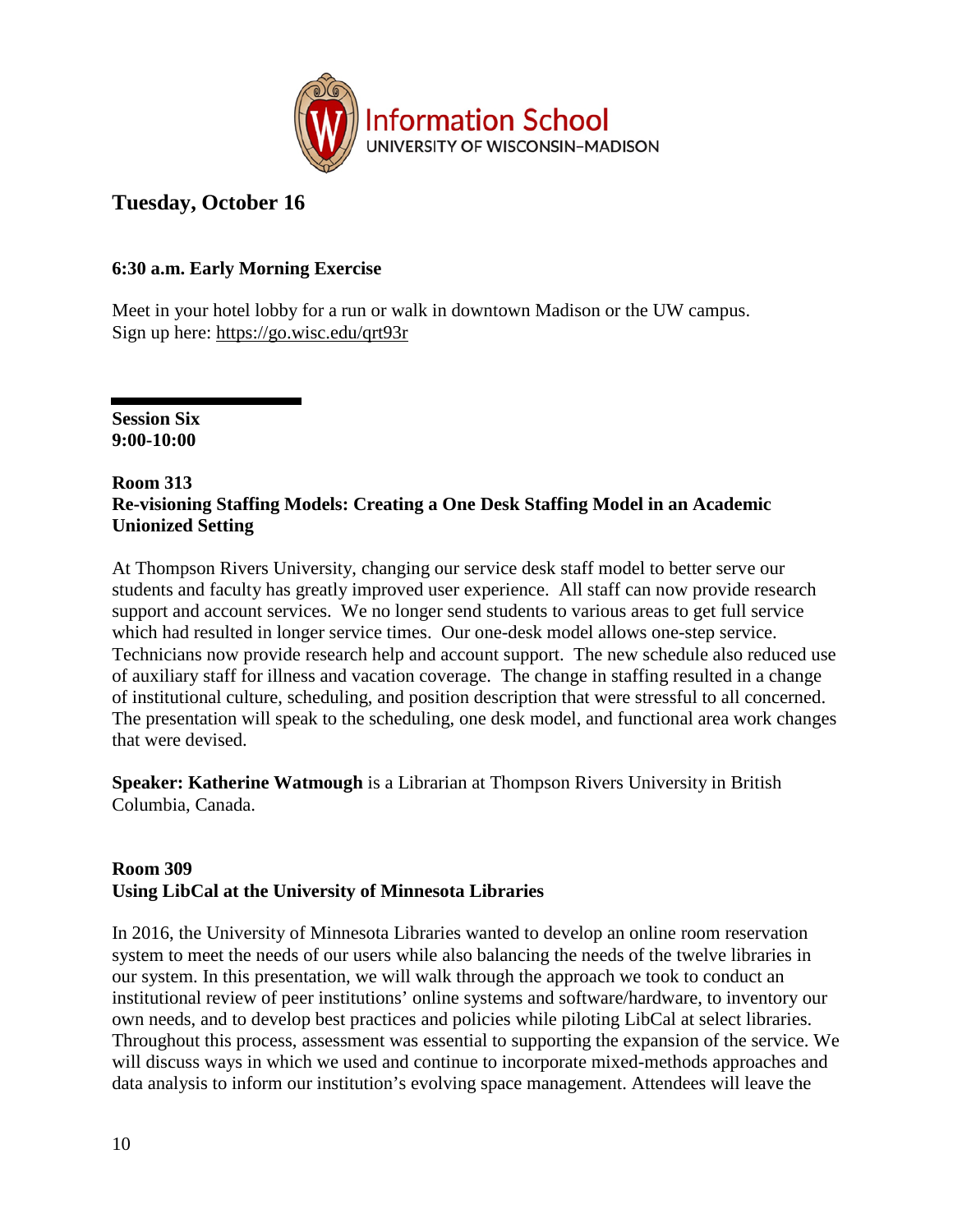Information School
UNIVERSITY OF WISCONSIN–MADISON

## Tuesday, October 16

### 6:30 a.m. Early Morning Exercise

Meet in your hotel lobby for a run or walk in downtown Madison or the UW campus.
Sign up here: https://go.wisc.edu/qrt93r

---

**Session Six**
**9:00-10:00**

**Room 313**
**Re-visioning Staffing Models: Creating a One Desk Staffing Model in an Academic Unionized Setting**

At Thompson Rivers University, changing our service desk staff model to better serve our students and faculty has greatly improved user experience. All staff can now provide research support and account services. We no longer send students to various areas to get full service which had resulted in longer service times. Our one-desk model allows one-step service. Technicians now provide research help and account support. The new schedule also reduced use of auxiliary staff for illness and vacation coverage. The change in staffing resulted in a change of institutional culture, scheduling, and position description that were stressful to all concerned. The presentation will speak to the scheduling, one desk model, and functional area work changes that were devised.

**Speaker: Katherine Watmough** is a Librarian at Thompson Rivers University in British Columbia, Canada.

**Room 309**
**Using LibCal at the University of Minnesota Libraries**

In 2016, the University of Minnesota Libraries wanted to develop an online room reservation system to meet the needs of our users while also balancing the needs of the twelve libraries in our system. In this presentation, we will walk through the approach we took to conduct an institutional review of peer institutions' online systems and software/hardware, to inventory our own needs, and to develop best practices and policies while piloting LibCal at select libraries. Throughout this process, assessment was essential to supporting the expansion of the service. We will discuss ways in which we used and continue to incorporate mixed-methods approaches and data analysis to inform our institution's evolving space management. Attendees will leave the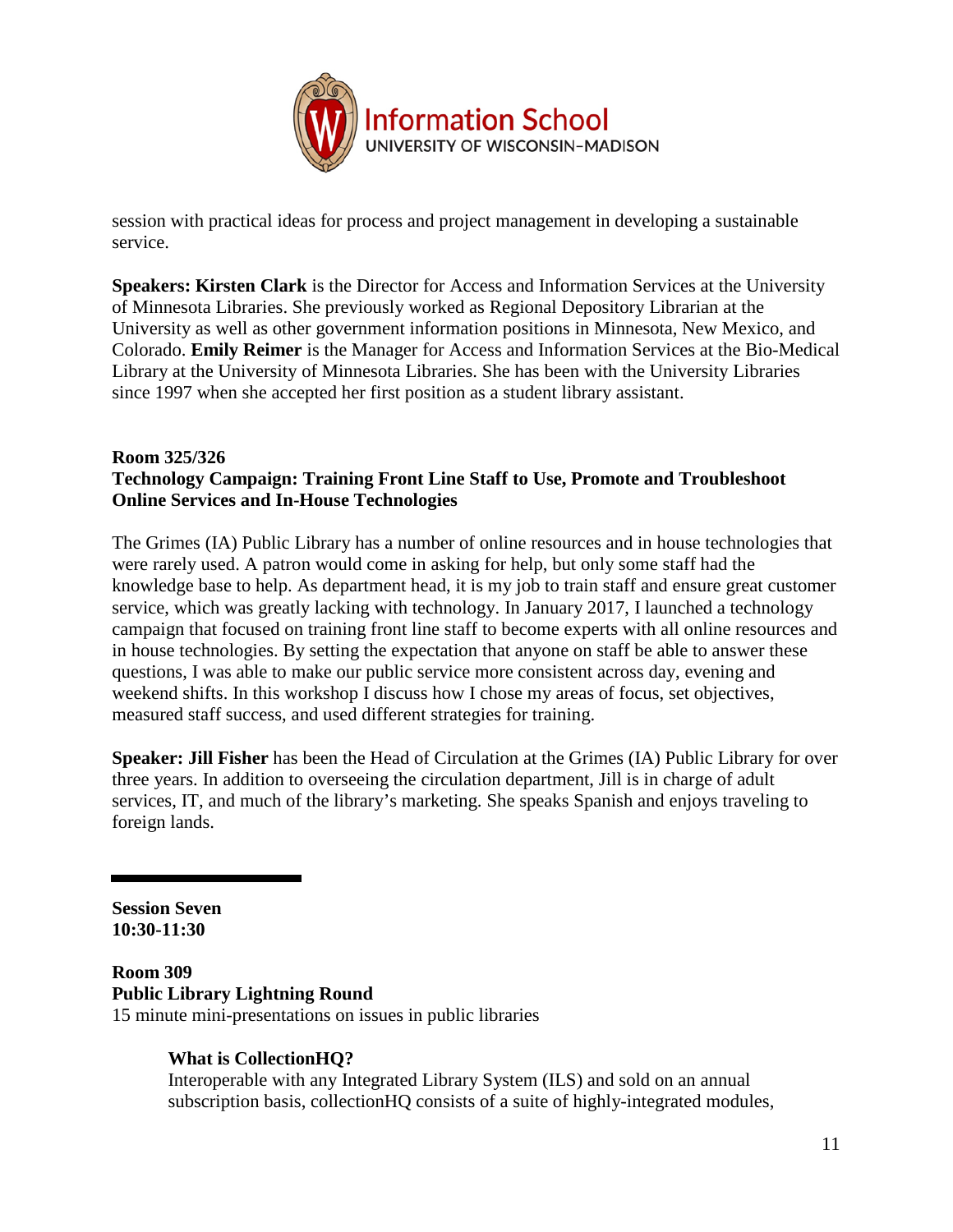session with practical ideas for process and project management in developing a sustainable service.

**Speakers: Kirsten Clark** is the Director for Access and Information Services at the University of Minnesota Libraries. She previously worked as Regional Depository Librarian at the University as well as other government information positions in Minnesota, New Mexico, and Colorado. **Emily Reimer** is the Manager for Access and Information Services at the Bio-Medical Library at the University of Minnesota Libraries. She has been with the University Libraries since 1997 when she accepted her first position as a student library assistant.

**Room 325/326**
**Technology Campaign: Training Front Line Staff to Use, Promote and Troubleshoot Online Services and In-House Technologies**

The Grimes (IA) Public Library has a number of online resources and in house technologies that were rarely used. A patron would come in asking for help, but only some staff had the knowledge base to help. As department head, it is my job to train staff and ensure great customer service, which was greatly lacking with technology. In January 2017, I launched a technology campaign that focused on training front line staff to become experts with all online resources and in house technologies. By setting the expectation that anyone on staff be able to answer these questions, I was able to make our public service more consistent across day, evening and weekend shifts. In this workshop I discuss how I chose my areas of focus, set objectives, measured staff success, and used different strategies for training.

**Speaker: Jill Fisher** has been the Head of Circulation at the Grimes (IA) Public Library for over three years. In addition to overseeing the circulation department, Jill is in charge of adult services, IT, and much of the library's marketing. She speaks Spanish and enjoys traveling to foreign lands.

---

**Session Seven**
**10:30-11:30**

**Room 309**
**Public Library Lightning Round**
15 minute mini-presentations on issues in public libraries

> **What is CollectionHQ?**
> Interoperable with any Integrated Library System (ILS) and sold on an annual subscription basis, collectionHQ consists of a suite of highly-integrated modules,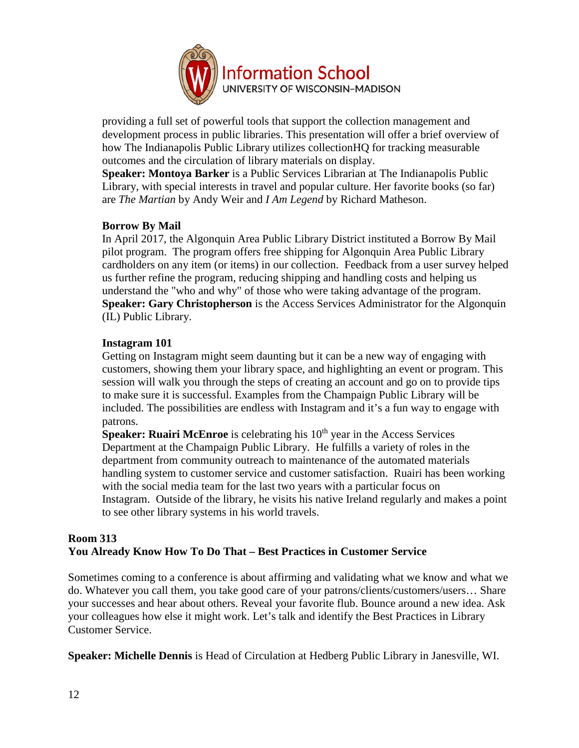providing a full set of powerful tools that support the collection management and development process in public libraries. This presentation will offer a brief overview of how The Indianapolis Public Library utilizes collectionHQ for tracking measurable outcomes and the circulation of library materials on display.

**Speaker: Montoya Barker** is a Public Services Librarian at The Indianapolis Public Library, with special interests in travel and popular culture. Her favorite books (so far) are *The Martian* by Andy Weir and *I Am Legend* by Richard Matheson.

**Borrow By Mail**

In April 2017, the Algonquin Area Public Library District instituted a Borrow By Mail pilot program. The program offers free shipping for Algonquin Area Public Library cardholders on any item (or items) in our collection. Feedback from a user survey helped us further refine the program, reducing shipping and handling costs and helping us understand the "who and why" of those who were taking advantage of the program.

**Speaker: Gary Christopherson** is the Access Services Administrator for the Algonquin (IL) Public Library.

**Instagram 101**

Getting on Instagram might seem daunting but it can be a new way of engaging with customers, showing them your library space, and highlighting an event or program. This session will walk you through the steps of creating an account and go on to provide tips to make sure it is successful. Examples from the Champaign Public Library will be included. The possibilities are endless with Instagram and it's a fun way to engage with patrons.

**Speaker: Ruairi McEnroe** is celebrating his 10th year in the Access Services Department at the Champaign Public Library. He fulfills a variety of roles in the department from community outreach to maintenance of the automated materials handling system to customer service and customer satisfaction. Ruairi has been working with the social media team for the last two years with a particular focus on Instagram. Outside of the library, he visits his native Ireland regularly and makes a point to see other library systems in his world travels.

**Room 313**
**You Already Know How To Do That – Best Practices in Customer Service**

Sometimes coming to a conference is about affirming and validating what we know and what we do. Whatever you call them, you take good care of your patrons/clients/customers/users… Share your successes and hear about others. Reveal your favorite flub. Bounce around a new idea. Ask your colleagues how else it might work. Let's talk and identify the Best Practices in Library Customer Service.

**Speaker: Michelle Dennis** is Head of Circulation at Hedberg Public Library in Janesville, WI.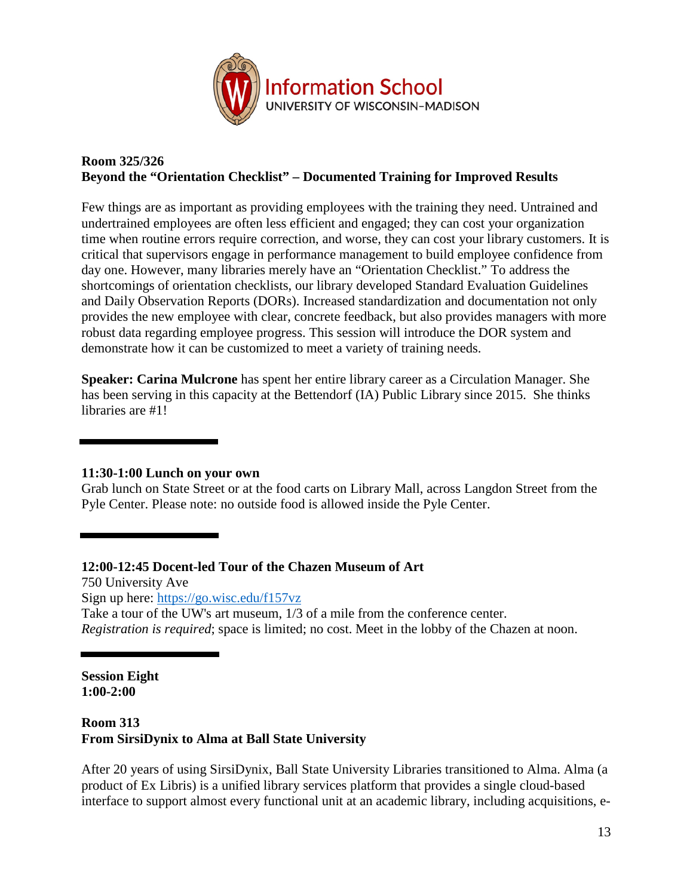**Room 325/326**
**Beyond the "Orientation Checklist" – Documented Training for Improved Results**

Few things are as important as providing employees with the training they need. Untrained and undertrained employees are often less efficient and engaged; they can cost your organization time when routine errors require correction, and worse, they can cost your library customers. It is critical that supervisors engage in performance management to build employee confidence from day one. However, many libraries merely have an "Orientation Checklist." To address the shortcomings of orientation checklists, our library developed Standard Evaluation Guidelines and Daily Observation Reports (DORs). Increased standardization and documentation not only provides the new employee with clear, concrete feedback, but also provides managers with more robust data regarding employee progress. This session will introduce the DOR system and demonstrate how it can be customized to meet a variety of training needs.

**Speaker: Carina Mulcrone** has spent her entire library career as a Circulation Manager. She has been serving in this capacity at the Bettendorf (IA) Public Library since 2015. She thinks libraries are #1!

---

**11:30-1:00 Lunch on your own**
Grab lunch on State Street or at the food carts on Library Mall, across Langdon Street from the Pyle Center. Please note: no outside food is allowed inside the Pyle Center.

---

**12:00-12:45 Docent-led Tour of the Chazen Museum of Art**
750 University Ave
Sign up here: https://go.wisc.edu/f157vz
Take a tour of the UW's art museum, 1/3 of a mile from the conference center.
*Registration is required*; space is limited; no cost. Meet in the lobby of the Chazen at noon.

---

**Session Eight**
**1:00-2:00**

**Room 313**
**From SirsiDynix to Alma at Ball State University**

After 20 years of using SirsiDynix, Ball State University Libraries transitioned to Alma. Alma (a product of Ex Libris) is a unified library services platform that provides a single cloud-based interface to support almost every functional unit at an academic library, including acquisitions, e-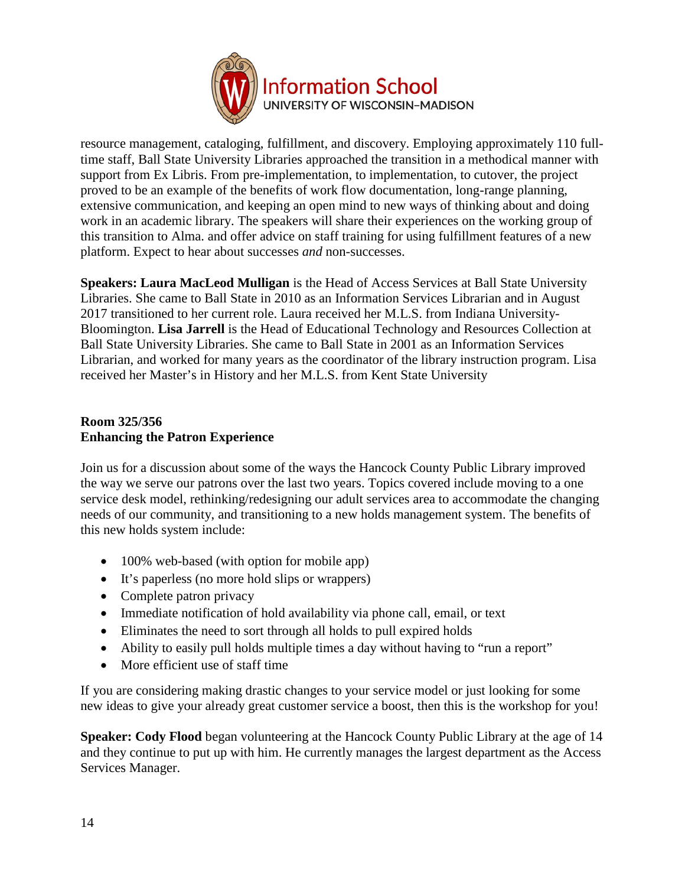resource management, cataloging, fulfillment, and discovery. Employing approximately 110 full-time staff, Ball State University Libraries approached the transition in a methodical manner with support from Ex Libris. From pre-implementation, to implementation, to cutover, the project proved to be an example of the benefits of work flow documentation, long-range planning, extensive communication, and keeping an open mind to new ways of thinking about and doing work in an academic library. The speakers will share their experiences on the working group of this transition to Alma. and offer advice on staff training for using fulfillment features of a new platform. Expect to hear about successes *and* non-successes.

**Speakers: Laura MacLeod Mulligan** is the Head of Access Services at Ball State University Libraries. She came to Ball State in 2010 as an Information Services Librarian and in August 2017 transitioned to her current role. Laura received her M.L.S. from Indiana University-Bloomington. **Lisa Jarrell** is the Head of Educational Technology and Resources Collection at Ball State University Libraries. She came to Ball State in 2001 as an Information Services Librarian, and worked for many years as the coordinator of the library instruction program. Lisa received her Master's in History and her M.L.S. from Kent State University

**Room 325/356**
**Enhancing the Patron Experience**

Join us for a discussion about some of the ways the Hancock County Public Library improved the way we serve our patrons over the last two years. Topics covered include moving to a one service desk model, rethinking/redesigning our adult services area to accommodate the changing needs of our community, and transitioning to a new holds management system. The benefits of this new holds system include:

- 100% web-based (with option for mobile app)
- It's paperless (no more hold slips or wrappers)
- Complete patron privacy
- Immediate notification of hold availability via phone call, email, or text
- Eliminates the need to sort through all holds to pull expired holds
- Ability to easily pull holds multiple times a day without having to "run a report"
- More efficient use of staff time

If you are considering making drastic changes to your service model or just looking for some new ideas to give your already great customer service a boost, then this is the workshop for you!

**Speaker: Cody Flood** began volunteering at the Hancock County Public Library at the age of 14 and they continue to put up with him. He currently manages the largest department as the Access Services Manager.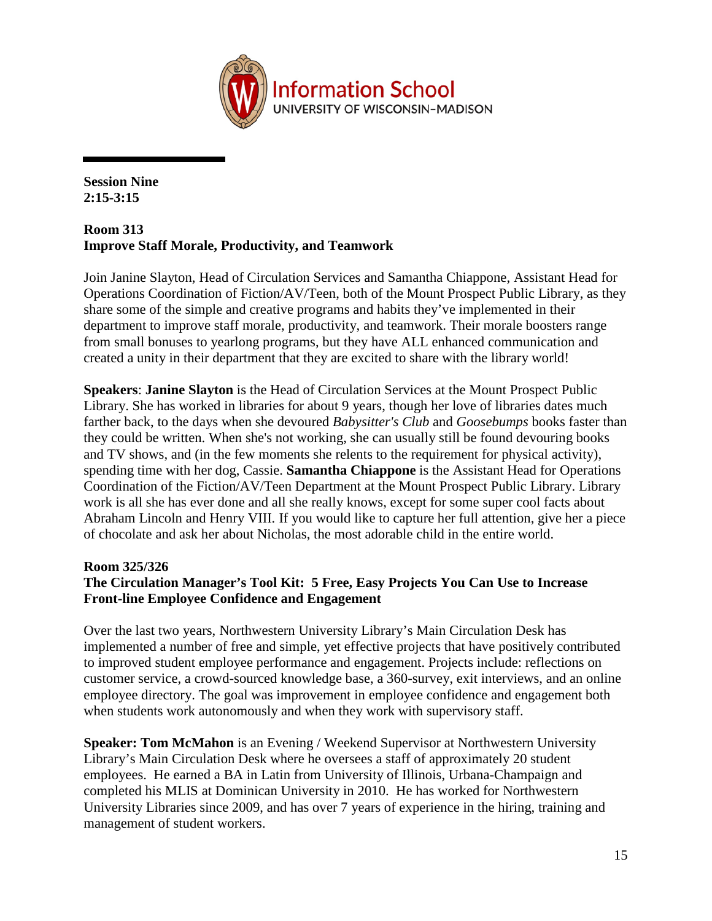Information School
UNIVERSITY OF WISCONSIN–MADISON

**Session Nine**
**2:15-3:15**

**Room 313**
**Improve Staff Morale, Productivity, and Teamwork**

Join Janine Slayton, Head of Circulation Services and Samantha Chiappone, Assistant Head for Operations Coordination of Fiction/AV/Teen, both of the Mount Prospect Public Library, as they share some of the simple and creative programs and habits they've implemented in their department to improve staff morale, productivity, and teamwork. Their morale boosters range from small bonuses to yearlong programs, but they have ALL enhanced communication and created a unity in their department that they are excited to share with the library world!

**Speakers**: **Janine Slayton** is the Head of Circulation Services at the Mount Prospect Public Library. She has worked in libraries for about 9 years, though her love of libraries dates much farther back, to the days when she devoured *Babysitter's Club* and *Goosebumps* books faster than they could be written. When she's not working, she can usually still be found devouring books and TV shows, and (in the few moments she relents to the requirement for physical activity), spending time with her dog, Cassie. **Samantha Chiappone** is the Assistant Head for Operations Coordination of the Fiction/AV/Teen Department at the Mount Prospect Public Library. Library work is all she has ever done and all she really knows, except for some super cool facts about Abraham Lincoln and Henry VIII. If you would like to capture her full attention, give her a piece of chocolate and ask her about Nicholas, the most adorable child in the entire world.

**Room 325/326**
**The Circulation Manager's Tool Kit: 5 Free, Easy Projects You Can Use to Increase Front-line Employee Confidence and Engagement**

Over the last two years, Northwestern University Library's Main Circulation Desk has implemented a number of free and simple, yet effective projects that have positively contributed to improved student employee performance and engagement. Projects include: reflections on customer service, a crowd-sourced knowledge base, a 360-survey, exit interviews, and an online employee directory. The goal was improvement in employee confidence and engagement both when students work autonomously and when they work with supervisory staff.

**Speaker: Tom McMahon** is an Evening / Weekend Supervisor at Northwestern University Library's Main Circulation Desk where he oversees a staff of approximately 20 student employees. He earned a BA in Latin from University of Illinois, Urbana-Champaign and completed his MLIS at Dominican University in 2010. He has worked for Northwestern University Libraries since 2009, and has over 7 years of experience in the hiring, training and management of student workers.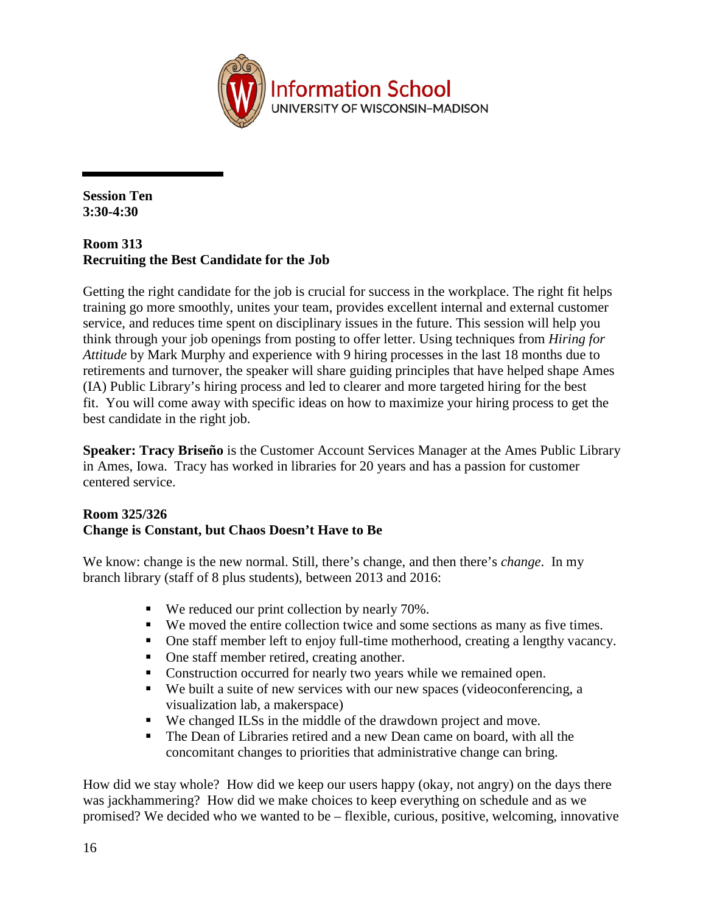Information School
UNIVERSITY OF WISCONSIN–MADISON

**Session Ten**
**3:30-4:30**

**Room 313**
**Recruiting the Best Candidate for the Job**

Getting the right candidate for the job is crucial for success in the workplace. The right fit helps training go more smoothly, unites your team, provides excellent internal and external customer service, and reduces time spent on disciplinary issues in the future. This session will help you think through your job openings from posting to offer letter. Using techniques from *Hiring for Attitude* by Mark Murphy and experience with 9 hiring processes in the last 18 months due to retirements and turnover, the speaker will share guiding principles that have helped shape Ames (IA) Public Library's hiring process and led to clearer and more targeted hiring for the best fit. You will come away with specific ideas on how to maximize your hiring process to get the best candidate in the right job.

**Speaker: Tracy Briseño** is the Customer Account Services Manager at the Ames Public Library in Ames, Iowa. Tracy has worked in libraries for 20 years and has a passion for customer centered service.

**Room 325/326**
**Change is Constant, but Chaos Doesn't Have to Be**

We know: change is the new normal. Still, there's change, and then there's *change*. In my branch library (staff of 8 plus students), between 2013 and 2016:

- We reduced our print collection by nearly 70%.
- We moved the entire collection twice and some sections as many as five times.
- One staff member left to enjoy full-time motherhood, creating a lengthy vacancy.
- One staff member retired, creating another.
- Construction occurred for nearly two years while we remained open.
- We built a suite of new services with our new spaces (videoconferencing, a visualization lab, a makerspace)
- We changed ILSs in the middle of the drawdown project and move.
- The Dean of Libraries retired and a new Dean came on board, with all the concomitant changes to priorities that administrative change can bring.

How did we stay whole? How did we keep our users happy (okay, not angry) on the days there was jackhammering? How did we make choices to keep everything on schedule and as we promised? We decided who we wanted to be – flexible, curious, positive, welcoming, innovative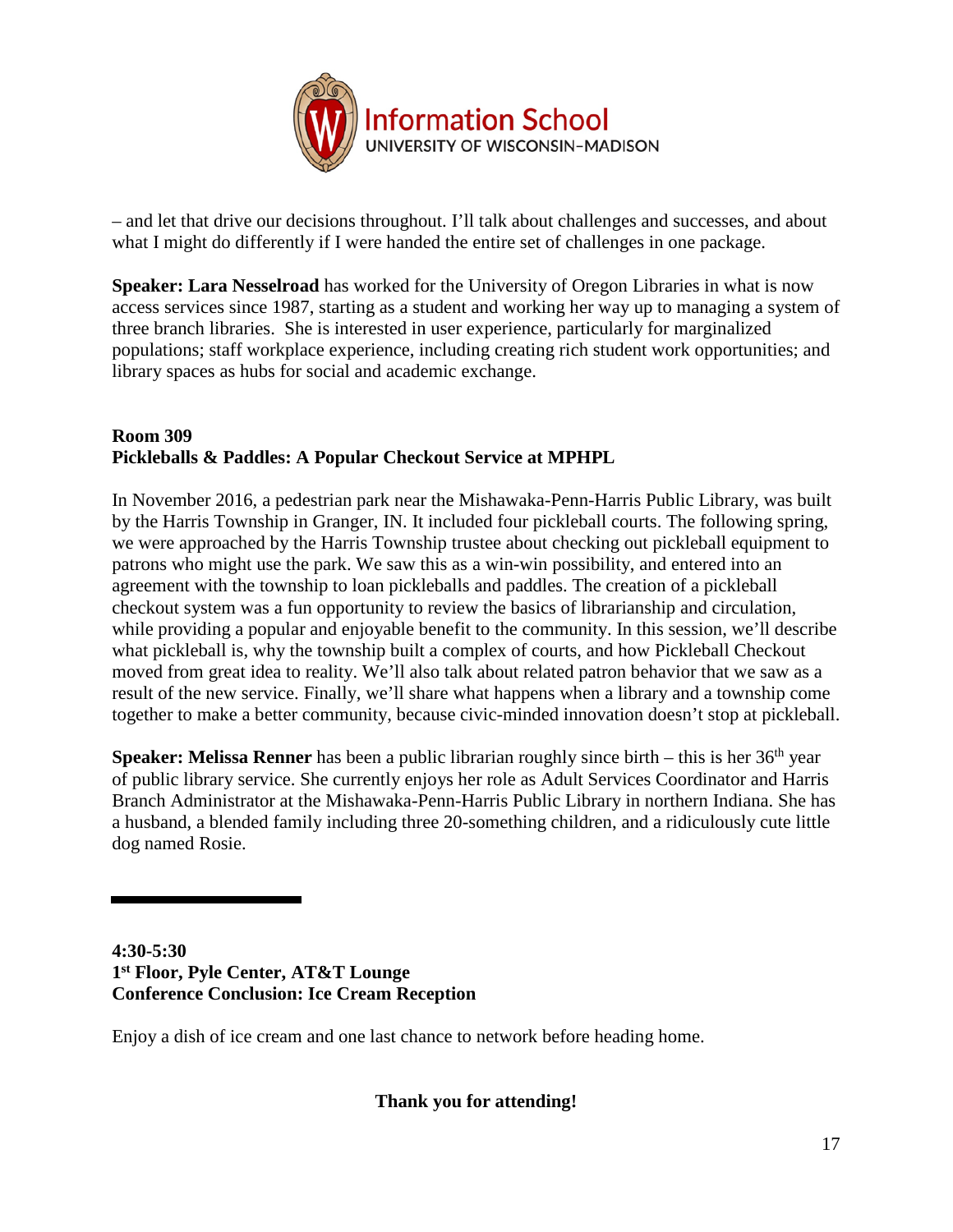– and let that drive our decisions throughout. I'll talk about challenges and successes, and about what I might do differently if I were handed the entire set of challenges in one package.

**Speaker: Lara Nesselroad** has worked for the University of Oregon Libraries in what is now access services since 1987, starting as a student and working her way up to managing a system of three branch libraries. She is interested in user experience, particularly for marginalized populations; staff workplace experience, including creating rich student work opportunities; and library spaces as hubs for social and academic exchange.

**Room 309**
**Pickleballs & Paddles: A Popular Checkout Service at MPHPL**

In November 2016, a pedestrian park near the Mishawaka-Penn-Harris Public Library, was built by the Harris Township in Granger, IN. It included four pickleball courts. The following spring, we were approached by the Harris Township trustee about checking out pickleball equipment to patrons who might use the park. We saw this as a win-win possibility, and entered into an agreement with the township to loan pickleballs and paddles. The creation of a pickleball checkout system was a fun opportunity to review the basics of librarianship and circulation, while providing a popular and enjoyable benefit to the community. In this session, we'll describe what pickleball is, why the township built a complex of courts, and how Pickleball Checkout moved from great idea to reality. We'll also talk about related patron behavior that we saw as a result of the new service. Finally, we'll share what happens when a library and a township come together to make a better community, because civic-minded innovation doesn't stop at pickleball.

**Speaker: Melissa Renner** has been a public librarian roughly since birth – this is her 36th year of public library service. She currently enjoys her role as Adult Services Coordinator and Harris Branch Administrator at the Mishawaka-Penn-Harris Public Library in northern Indiana. She has a husband, a blended family including three 20-something children, and a ridiculously cute little dog named Rosie.

---

**4:30-5:30**
**1st Floor, Pyle Center, AT&T Lounge**
**Conference Conclusion: Ice Cream Reception**

Enjoy a dish of ice cream and one last chance to network before heading home.

**Thank you for attending!**